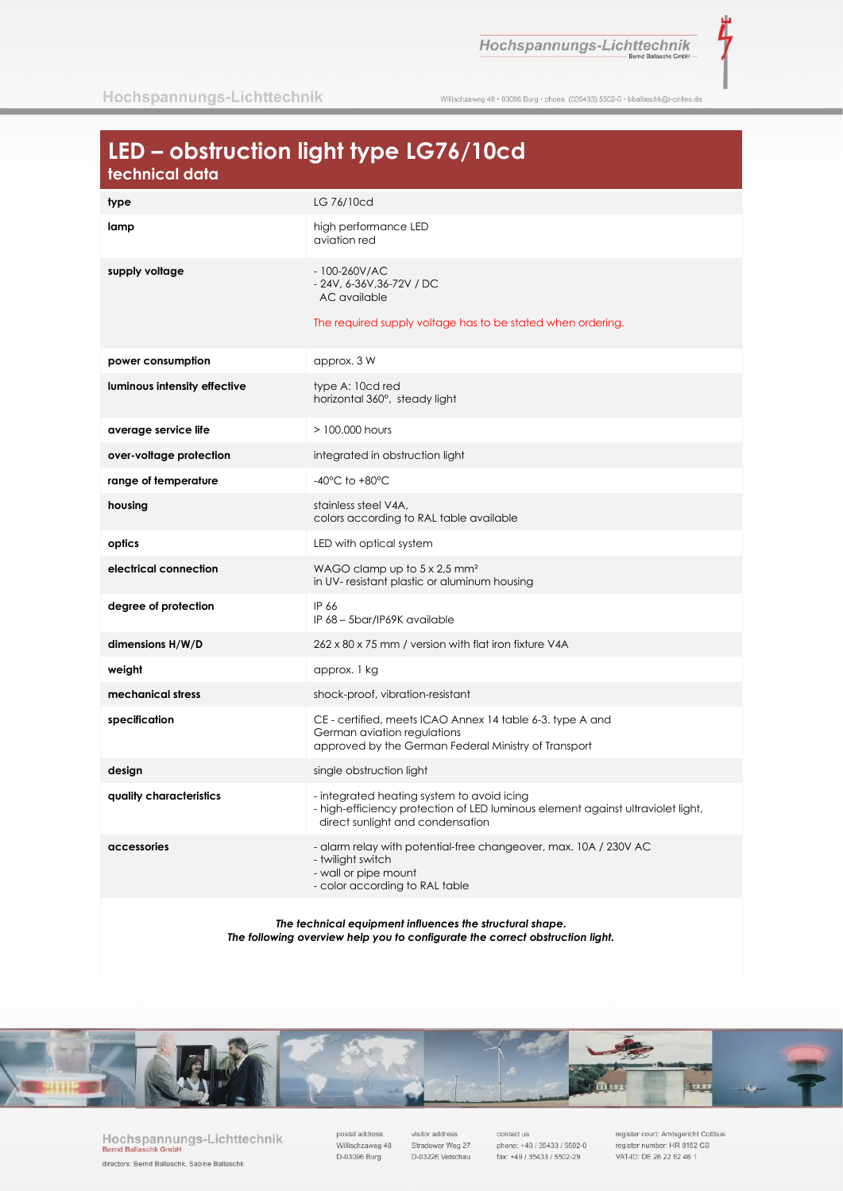# LED – obstruction light type LG76/10cd

## technical data

| | |
|---|---|
| **type** | LG 76/10cd |
| **lamp** | high performance LED<br>aviation red |
| **supply voltage** | - 100-260V/AC<br>- 24V, 6-36V,36-72V / DC<br>AC available<br><br>The required supply voltage has to be stated when ordering. |
| **power consumption** | approx. 3 W |
| **luminous intensity effective** | type A: 10cd red<br>horizontal 360°, steady light |
| **average service life** | > 100.000 hours |
| **over-voltage protection** | integrated in obstruction light |
| **range of temperature** | -40°C to +80°C |
| **housing** | stainless steel V4A,<br>colors according to RAL table available |
| **optics** | LED with optical system |
| **electrical connection** | WAGO clamp up to 5 x 2,5 mm²<br>in UV- resistant plastic or aluminum housing |
| **degree of protection** | IP 66<br>IP 68 – 5bar/IP69K available |
| **dimensions H/W/D** | 262 x 80 x 75 mm / version with flat iron fixture V4A |
| **weight** | approx. 1 kg |
| **mechanical stress** | shock-proof, vibration-resistant |
| **specification** | CE - certified, meets ICAO Annex 14 table 6-3. type A and German aviation regulations<br>approved by the German Federal Ministry of Transport |
| **design** | single obstruction light |
| **quality characteristics** | - integrated heating system to avoid icing<br>- high-efficiency protection of LED luminous element against ultraviolet light, direct sunlight and condensation |
| **accessories** | - alarm relay with potential-free changeover, max. 10A / 230V AC<br>- twilight switch<br>- wall or pipe mount<br>- color according to RAL table |

***The technical equipment influences the structural shape.***
***The following overview help you to configurate the correct obstruction light.***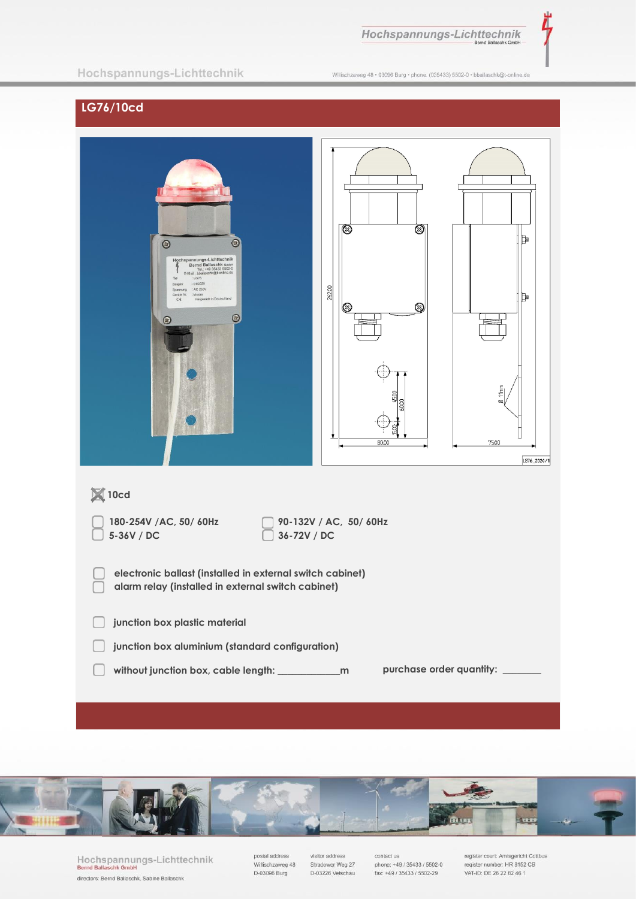## LG76/10cd

☒ 10cd

☐ 180-254V /AC, 50/ 60Hz
☐ 5-36V / DC

☐ 90-132V / AC, 50/ 60Hz
☐ 36-72V / DC

☐ electronic ballast (installed in external switch cabinet)
☐ alarm relay (installed in external switch cabinet)

☐ junction box plastic material

☐ junction box aluminium (standard configuration)

☐ without junction box, cable length: ____________m

purchase order quantity: _______

**Hochspannungs-Lichttechnik**
Bernd Ballaschk GmbH

directors: Bernd Ballaschk, Sabine Ballaschk

postal address
Willischzaweg 48
D-03096 Burg

visitor address
Stradower Weg 27
D-03226 Vetschau

contact us
phone: +49 / 35433 / 5502-0
fax: +49 / 35433 / 5502-29

register court: Amtsgericht Cottbus
register number: HR 8152 CB
VAT-ID: DE 26 22 82 46 1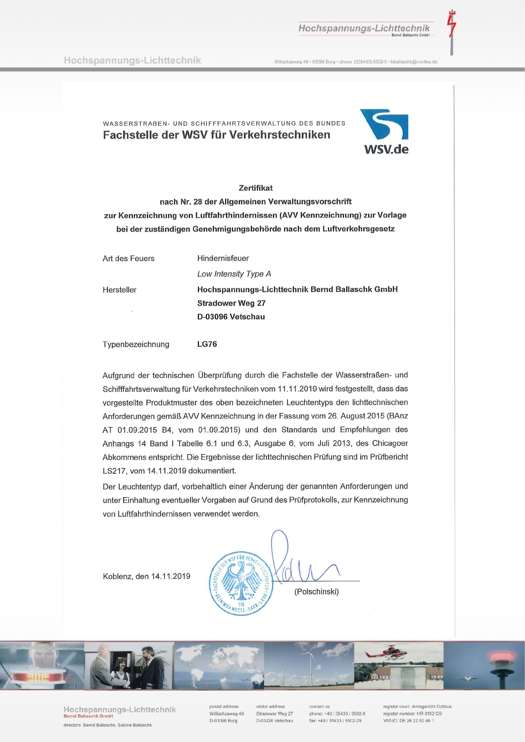WASSERSTRAßEN- UND SCHIFFFAHRTSVERWALTUNG DES BUNDES

## Fachstelle der WSV für Verkehrstechniken

WSV.de

**Zertifikat**

**nach Nr. 28 der Allgemeinen Verwaltungsvorschrift**

**zur Kennzeichnung von Luftfahrthindernissen (AVV Kennzeichnung) zur Vorlage**

**bei der zuständigen Genehmigungsbehörde nach dem Luftverkehrsgesetz**

| | |
|---|---|
| Art des Feuers | Hindernisfeuer |
| | *Low Intensity Type A* |
| Hersteller | **Hochspannungs-Lichttechnik Bernd Ballaschk GmbH** |
| | **Stradower Weg 27** |
| | **D-03096 Vetschau** |
| Typenbezeichnung | **LG76** |

Aufgrund der technischen Überprüfung durch die Fachstelle der Wasserstraßen- und Schifffahrtsverwaltung für Verkehrstechniken vom 11.11.2019 wird festgestellt, dass das vorgestellte Produktmuster des oben bezeichneten Leuchtentyps den lichttechnischen Anforderungen gemäß AVV Kennzeichnung in der Fassung vom 26. August 2015 (BAnz AT 01.09.2015 B4, vom 01.09.2015) und den Standards und Empfehlungen des Anhangs 14 Band I Tabelle 6.1 und 6.3, Ausgabe 6, vom Juli 2013, des Chicagoer Abkommens entspricht. Die Ergebnisse der lichttechnischen Prüfung sind im Prüfbericht LS217, vom 14.11.2019 dokumentiert.

Der Leuchtentyp darf, vorbehaltlich einer Änderung der genannten Anforderungen und unter Einhaltung eventueller Vorgaben auf Grund des Prüfprotokolls, zur Kennzeichnung von Luftfahrthindernissen verwendet werden.

Koblenz, den 14.11.2019

(Polschinski)